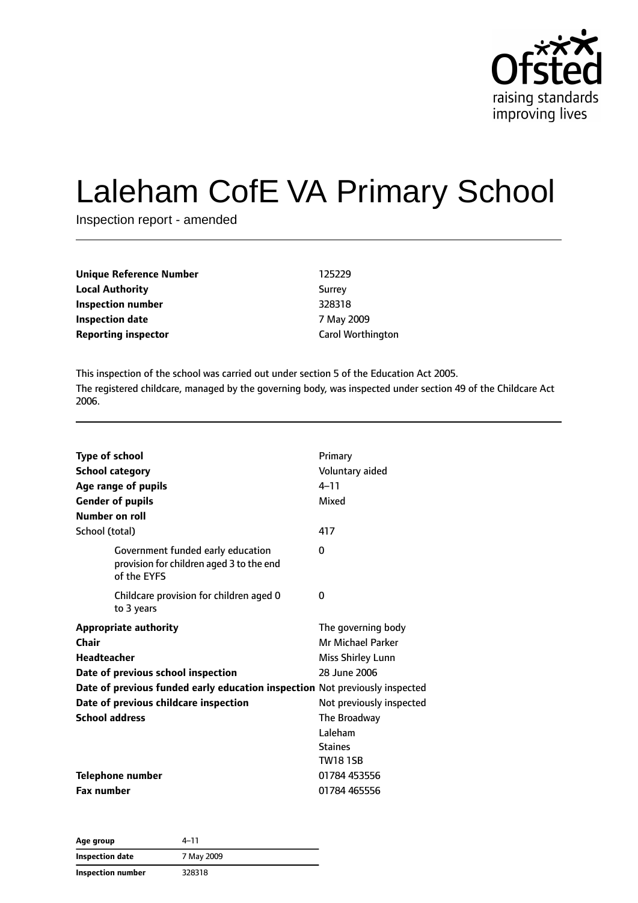# Laleham CofE VA Primary School

Inspection report - amended

| | |
|---|---|
| **Unique Reference Number** | 125229 |
| **Local Authority** | Surrey |
| **Inspection number** | 328318 |
| **Inspection date** | 7 May 2009 |
| **Reporting inspector** | Carol Worthington |

This inspection of the school was carried out under section 5 of the Education Act 2005.

The registered childcare, managed by the governing body, was inspected under section 49 of the Childcare Act 2006.

| | |
|---|---|
| **Type of school** | Primary |
| **School category** | Voluntary aided |
| **Age range of pupils** | 4–11 |
| **Gender of pupils** | Mixed |
| **Number on roll** | |
| School (total) | 417 |
| Government funded early education provision for children aged 3 to the end of the EYFS | 0 |
| Childcare provision for children aged 0 to 3 years | 0 |
| **Appropriate authority** | The governing body |
| **Chair** | Mr Michael Parker |
| **Headteacher** | Miss Shirley Lunn |
| **Date of previous school inspection** | 28 June 2006 |
| **Date of previous funded early education inspection** | Not previously inspected |
| **Date of previous childcare inspection** | Not previously inspected |
| **School address** | The Broadway<br>Laleham<br>Staines<br>TW18 1SB |
| **Telephone number** | 01784 453556 |
| **Fax number** | 01784 465556 |

| | |
|---|---|
| **Age group** | 4–11 |
| **Inspection date** | 7 May 2009 |
| **Inspection number** | 328318 |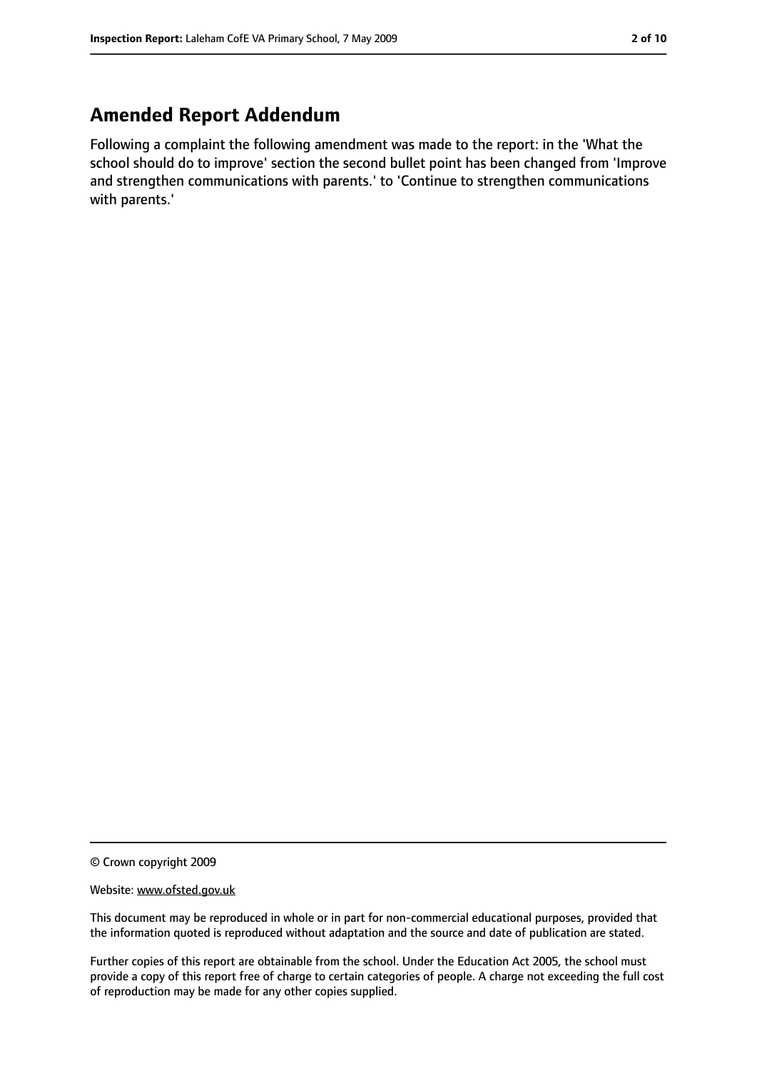## Amended Report Addendum

Following a complaint the following amendment was made to the report: in the 'What the school should do to improve' section the second bullet point has been changed from 'Improve and strengthen communications with parents.' to 'Continue to strengthen communications with parents.'

© Crown copyright 2009

Website: www.ofsted.gov.uk

This document may be reproduced in whole or in part for non-commercial educational purposes, provided that the information quoted is reproduced without adaptation and the source and date of publication are stated.

Further copies of this report are obtainable from the school. Under the Education Act 2005, the school must provide a copy of this report free of charge to certain categories of people. A charge not exceeding the full cost of reproduction may be made for any other copies supplied.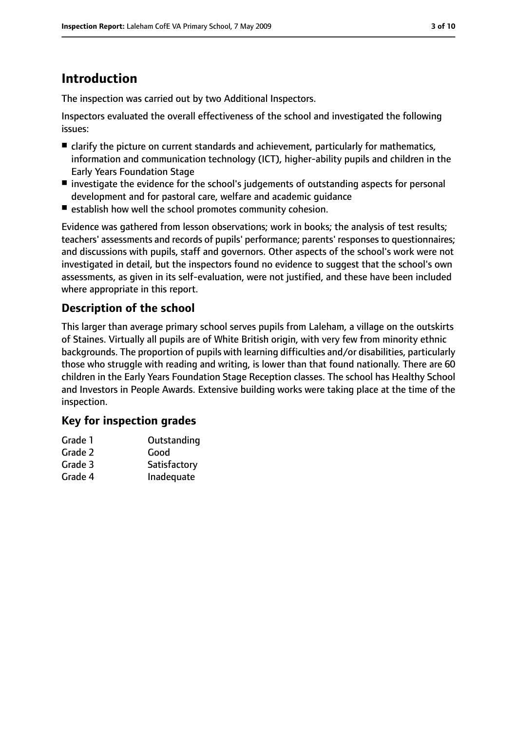# Introduction

The inspection was carried out by two Additional Inspectors.

Inspectors evaluated the overall effectiveness of the school and investigated the following issues:

- clarify the picture on current standards and achievement, particularly for mathematics, information and communication technology (ICT), higher-ability pupils and children in the Early Years Foundation Stage
- investigate the evidence for the school's judgements of outstanding aspects for personal development and for pastoral care, welfare and academic guidance
- establish how well the school promotes community cohesion.

Evidence was gathered from lesson observations; work in books; the analysis of test results; teachers' assessments and records of pupils' performance; parents' responses to questionnaires; and discussions with pupils, staff and governors. Other aspects of the school's work were not investigated in detail, but the inspectors found no evidence to suggest that the school's own assessments, as given in its self-evaluation, were not justified, and these have been included where appropriate in this report.

## Description of the school

This larger than average primary school serves pupils from Laleham, a village on the outskirts of Staines. Virtually all pupils are of White British origin, with very few from minority ethnic backgrounds. The proportion of pupils with learning difficulties and/or disabilities, particularly those who struggle with reading and writing, is lower than that found nationally. There are 60 children in the Early Years Foundation Stage Reception classes. The school has Healthy School and Investors in People Awards. Extensive building works were taking place at the time of the inspection.

## Key for inspection grades

| | |
|---|---|
| Grade 1 | Outstanding |
| Grade 2 | Good |
| Grade 3 | Satisfactory |
| Grade 4 | Inadequate |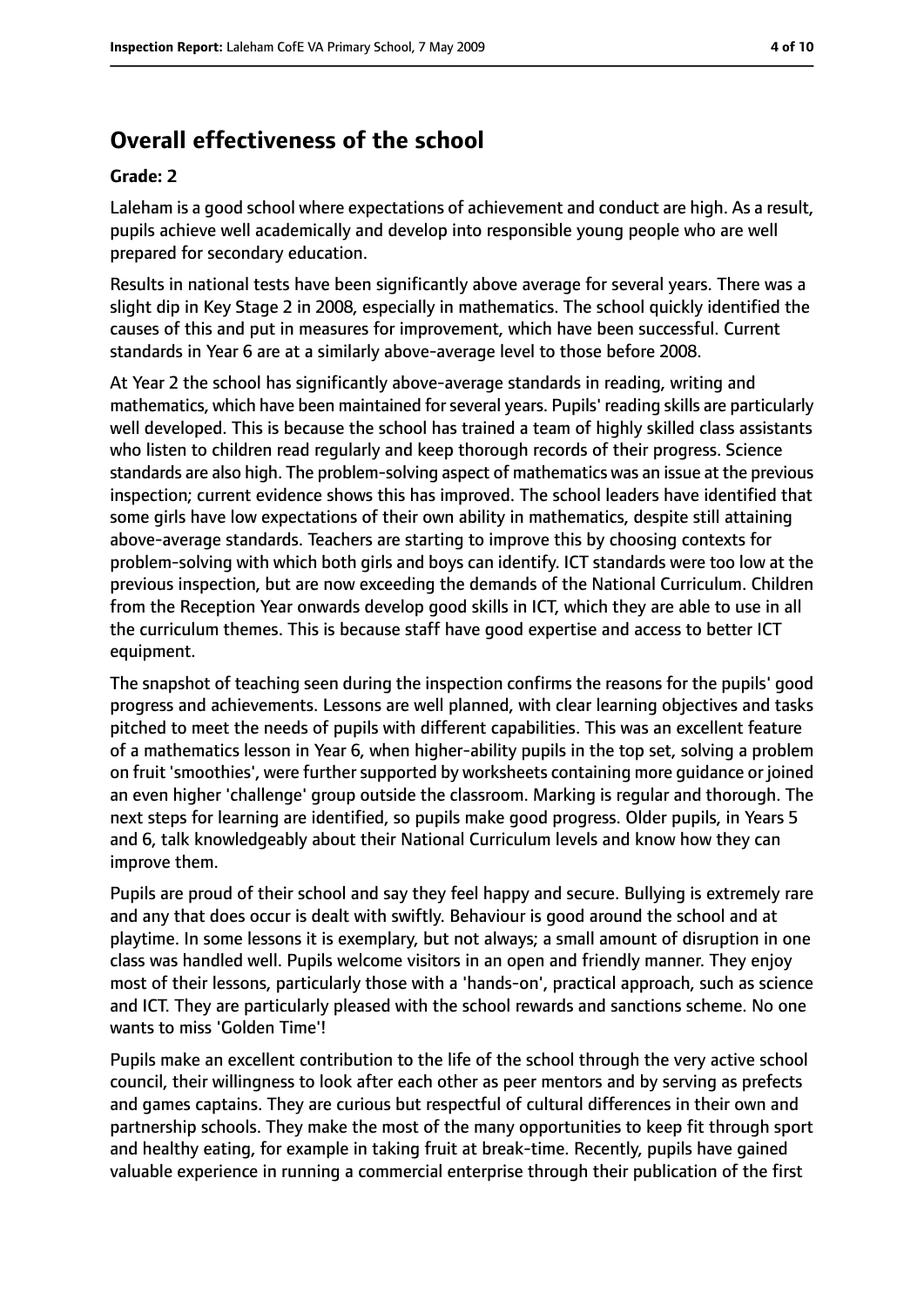## Overall effectiveness of the school

### Grade: 2

Laleham is a good school where expectations of achievement and conduct are high. As a result, pupils achieve well academically and develop into responsible young people who are well prepared for secondary education.

Results in national tests have been significantly above average for several years. There was a slight dip in Key Stage 2 in 2008, especially in mathematics. The school quickly identified the causes of this and put in measures for improvement, which have been successful. Current standards in Year 6 are at a similarly above-average level to those before 2008.

At Year 2 the school has significantly above-average standards in reading, writing and mathematics, which have been maintained for several years. Pupils' reading skills are particularly well developed. This is because the school has trained a team of highly skilled class assistants who listen to children read regularly and keep thorough records of their progress. Science standards are also high. The problem-solving aspect of mathematics was an issue at the previous inspection; current evidence shows this has improved. The school leaders have identified that some girls have low expectations of their own ability in mathematics, despite still attaining above-average standards. Teachers are starting to improve this by choosing contexts for problem-solving with which both girls and boys can identify. ICT standards were too low at the previous inspection, but are now exceeding the demands of the National Curriculum. Children from the Reception Year onwards develop good skills in ICT, which they are able to use in all the curriculum themes. This is because staff have good expertise and access to better ICT equipment.

The snapshot of teaching seen during the inspection confirms the reasons for the pupils' good progress and achievements. Lessons are well planned, with clear learning objectives and tasks pitched to meet the needs of pupils with different capabilities. This was an excellent feature of a mathematics lesson in Year 6, when higher-ability pupils in the top set, solving a problem on fruit 'smoothies', were further supported by worksheets containing more guidance or joined an even higher 'challenge' group outside the classroom. Marking is regular and thorough. The next steps for learning are identified, so pupils make good progress. Older pupils, in Years 5 and 6, talk knowledgeably about their National Curriculum levels and know how they can improve them.

Pupils are proud of their school and say they feel happy and secure. Bullying is extremely rare and any that does occur is dealt with swiftly. Behaviour is good around the school and at playtime. In some lessons it is exemplary, but not always; a small amount of disruption in one class was handled well. Pupils welcome visitors in an open and friendly manner. They enjoy most of their lessons, particularly those with a 'hands-on', practical approach, such as science and ICT. They are particularly pleased with the school rewards and sanctions scheme. No one wants to miss 'Golden Time'!

Pupils make an excellent contribution to the life of the school through the very active school council, their willingness to look after each other as peer mentors and by serving as prefects and games captains. They are curious but respectful of cultural differences in their own and partnership schools. They make the most of the many opportunities to keep fit through sport and healthy eating, for example in taking fruit at break-time. Recently, pupils have gained valuable experience in running a commercial enterprise through their publication of the first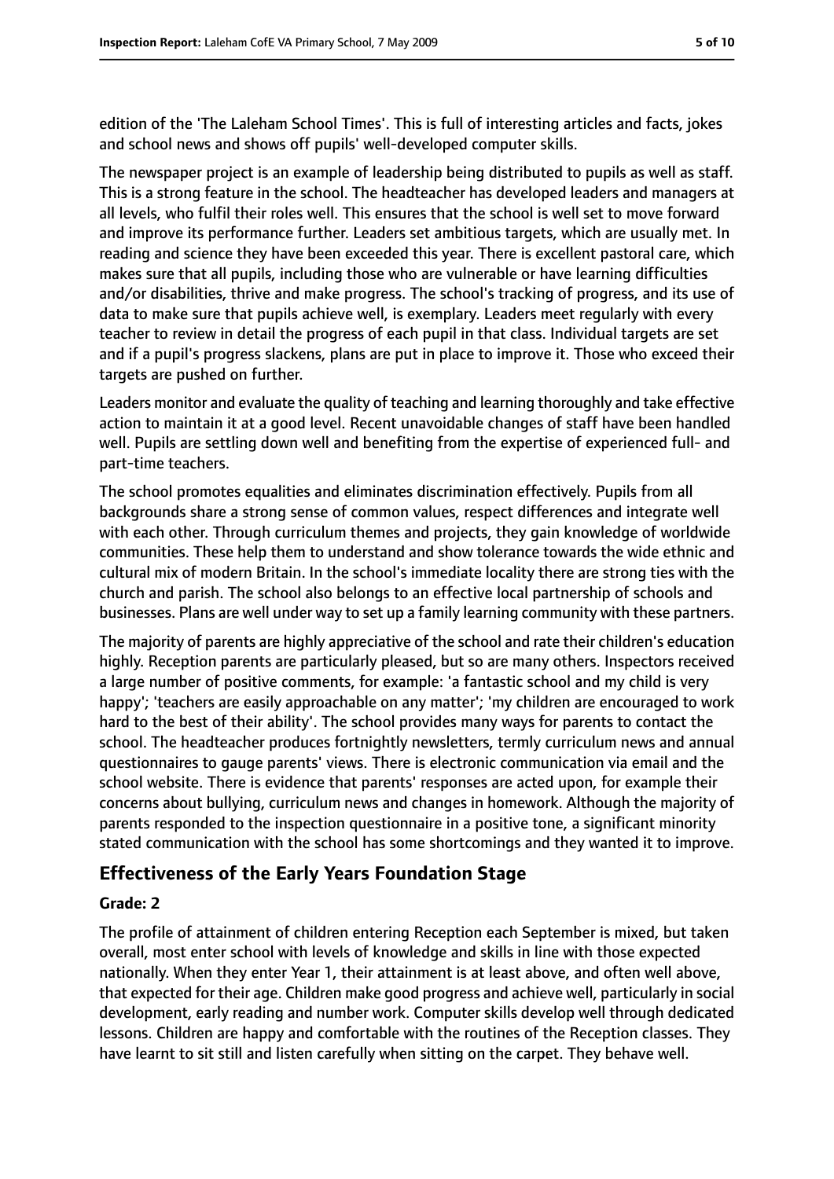edition of the 'The Laleham School Times'. This is full of interesting articles and facts, jokes and school news and shows off pupils' well-developed computer skills.

The newspaper project is an example of leadership being distributed to pupils as well as staff. This is a strong feature in the school. The headteacher has developed leaders and managers at all levels, who fulfil their roles well. This ensures that the school is well set to move forward and improve its performance further. Leaders set ambitious targets, which are usually met. In reading and science they have been exceeded this year. There is excellent pastoral care, which makes sure that all pupils, including those who are vulnerable or have learning difficulties and/or disabilities, thrive and make progress. The school's tracking of progress, and its use of data to make sure that pupils achieve well, is exemplary. Leaders meet regularly with every teacher to review in detail the progress of each pupil in that class. Individual targets are set and if a pupil's progress slackens, plans are put in place to improve it. Those who exceed their targets are pushed on further.

Leaders monitor and evaluate the quality of teaching and learning thoroughly and take effective action to maintain it at a good level. Recent unavoidable changes of staff have been handled well. Pupils are settling down well and benefiting from the expertise of experienced full- and part-time teachers.

The school promotes equalities and eliminates discrimination effectively. Pupils from all backgrounds share a strong sense of common values, respect differences and integrate well with each other. Through curriculum themes and projects, they gain knowledge of worldwide communities. These help them to understand and show tolerance towards the wide ethnic and cultural mix of modern Britain. In the school's immediate locality there are strong ties with the church and parish. The school also belongs to an effective local partnership of schools and businesses. Plans are well under way to set up a family learning community with these partners.

The majority of parents are highly appreciative of the school and rate their children's education highly. Reception parents are particularly pleased, but so are many others. Inspectors received a large number of positive comments, for example: 'a fantastic school and my child is very happy'; 'teachers are easily approachable on any matter'; 'my children are encouraged to work hard to the best of their ability'. The school provides many ways for parents to contact the school. The headteacher produces fortnightly newsletters, termly curriculum news and annual questionnaires to gauge parents' views. There is electronic communication via email and the school website. There is evidence that parents' responses are acted upon, for example their concerns about bullying, curriculum news and changes in homework. Although the majority of parents responded to the inspection questionnaire in a positive tone, a significant minority stated communication with the school has some shortcomings and they wanted it to improve.

## Effectiveness of the Early Years Foundation Stage

### Grade: 2

The profile of attainment of children entering Reception each September is mixed, but taken overall, most enter school with levels of knowledge and skills in line with those expected nationally. When they enter Year 1, their attainment is at least above, and often well above, that expected for their age. Children make good progress and achieve well, particularly in social development, early reading and number work. Computer skills develop well through dedicated lessons. Children are happy and comfortable with the routines of the Reception classes. They have learnt to sit still and listen carefully when sitting on the carpet. They behave well.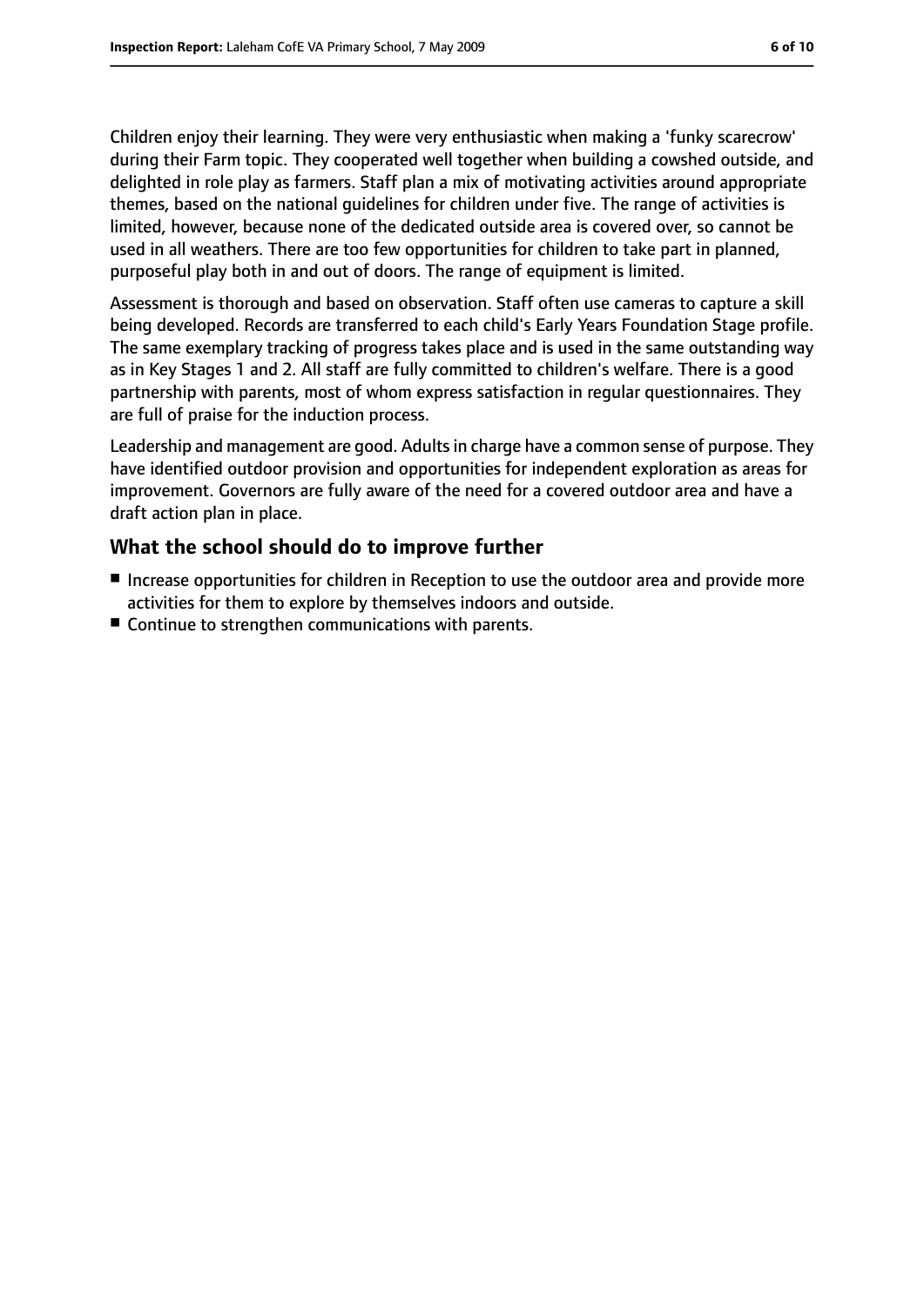Children enjoy their learning. They were very enthusiastic when making a 'funky scarecrow' during their Farm topic. They cooperated well together when building a cowshed outside, and delighted in role play as farmers. Staff plan a mix of motivating activities around appropriate themes, based on the national guidelines for children under five. The range of activities is limited, however, because none of the dedicated outside area is covered over, so cannot be used in all weathers. There are too few opportunities for children to take part in planned, purposeful play both in and out of doors. The range of equipment is limited.

Assessment is thorough and based on observation. Staff often use cameras to capture a skill being developed. Records are transferred to each child's Early Years Foundation Stage profile. The same exemplary tracking of progress takes place and is used in the same outstanding way as in Key Stages 1 and 2. All staff are fully committed to children's welfare. There is a good partnership with parents, most of whom express satisfaction in regular questionnaires. They are full of praise for the induction process.

Leadership and management are good. Adults in charge have a common sense of purpose. They have identified outdoor provision and opportunities for independent exploration as areas for improvement. Governors are fully aware of the need for a covered outdoor area and have a draft action plan in place.

## What the school should do to improve further

- Increase opportunities for children in Reception to use the outdoor area and provide more activities for them to explore by themselves indoors and outside.
- Continue to strengthen communications with parents.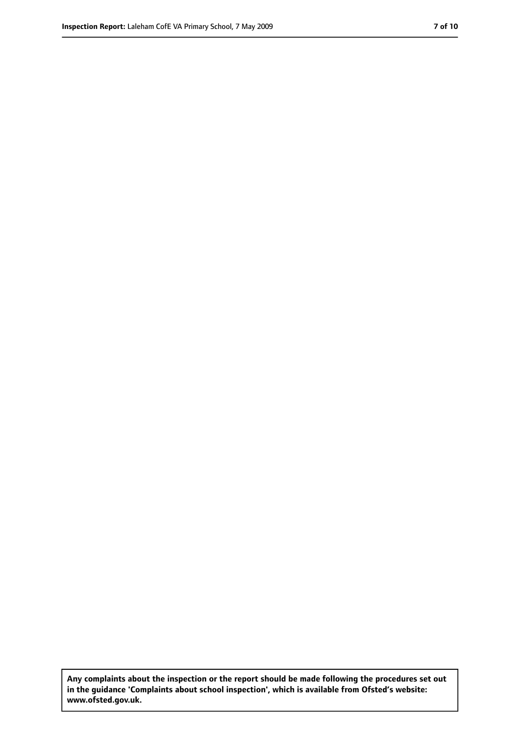**Any complaints about the inspection or the report should be made following the procedures set out in the guidance 'Complaints about school inspection', which is available from Ofsted's website: www.ofsted.gov.uk.**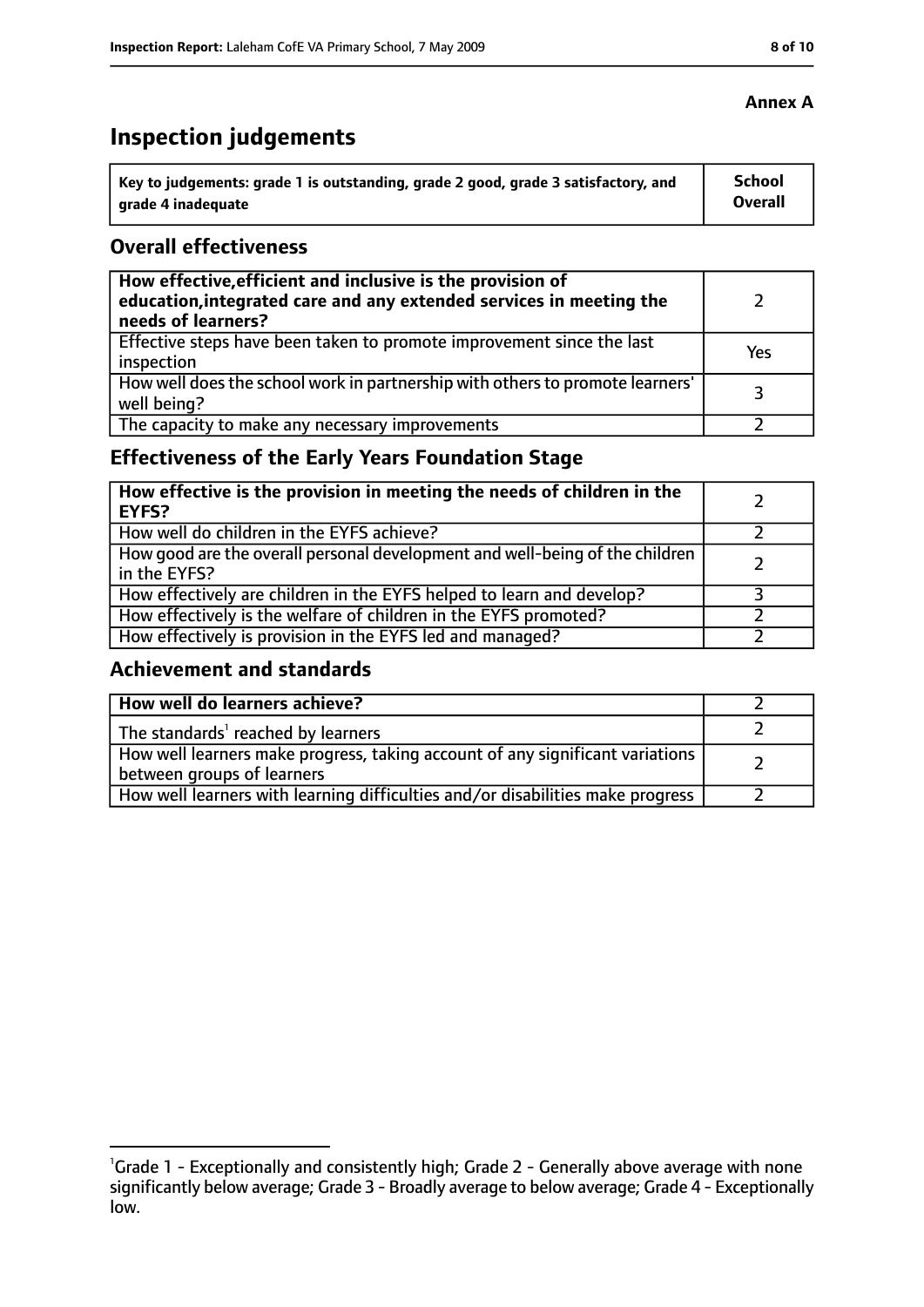**Annex A**

# Inspection judgements

| Key to judgements: grade 1 is outstanding, grade 2 good, grade 3 satisfactory, and grade 4 inadequate | School Overall |
|---|---|

## Overall effectiveness

| | |
|---|---|
| **How effective, efficient and inclusive is the provision of education, integrated care and any extended services in meeting the needs of learners?** | 2 |
| Effective steps have been taken to promote improvement since the last inspection | Yes |
| How well does the school work in partnership with others to promote learners' well being? | 3 |
| The capacity to make any necessary improvements | 2 |

## Effectiveness of the Early Years Foundation Stage

| | |
|---|---|
| **How effective is the provision in meeting the needs of children in the EYFS?** | 2 |
| How well do children in the EYFS achieve? | 2 |
| How good are the overall personal development and well-being of the children in the EYFS? | 2 |
| How effectively are children in the EYFS helped to learn and develop? | 3 |
| How effectively is the welfare of children in the EYFS promoted? | 2 |
| How effectively is provision in the EYFS led and managed? | 2 |

## Achievement and standards

| | |
|---|---|
| **How well do learners achieve?** | 2 |
| The standards[1] reached by learners | 2 |
| How well learners make progress, taking account of any significant variations between groups of learners | 2 |
| How well learners with learning difficulties and/or disabilities make progress | 2 |

[1]Grade 1 - Exceptionally and consistently high; Grade 2 - Generally above average with none significantly below average; Grade 3 - Broadly average to below average; Grade 4 - Exceptionally low.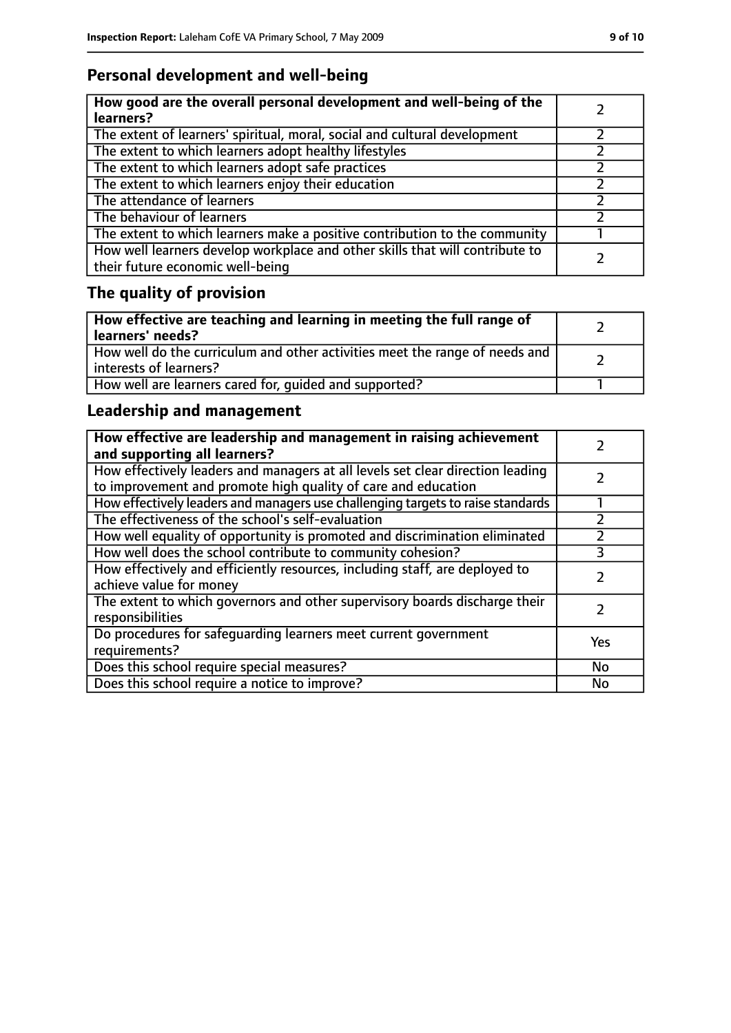## Personal development and well-being

| How good are the overall personal development and well-being of the learners? | 2 |
|---|---|
| The extent of learners' spiritual, moral, social and cultural development | 2 |
| The extent to which learners adopt healthy lifestyles | 2 |
| The extent to which learners adopt safe practices | 2 |
| The extent to which learners enjoy their education | 2 |
| The attendance of learners | 2 |
| The behaviour of learners | 2 |
| The extent to which learners make a positive contribution to the community | 1 |
| How well learners develop workplace and other skills that will contribute to their future economic well-being | 2 |

## The quality of provision

| How effective are teaching and learning in meeting the full range of learners' needs? | 2 |
|---|---|
| How well do the curriculum and other activities meet the range of needs and interests of learners? | 2 |
| How well are learners cared for, guided and supported? | 1 |

## Leadership and management

| How effective are leadership and management in raising achievement and supporting all learners? | 2 |
|---|---|
| How effectively leaders and managers at all levels set clear direction leading to improvement and promote high quality of care and education | 2 |
| How effectively leaders and managers use challenging targets to raise standards | 1 |
| The effectiveness of the school's self-evaluation | 2 |
| How well equality of opportunity is promoted and discrimination eliminated | 2 |
| How well does the school contribute to community cohesion? | 3 |
| How effectively and efficiently resources, including staff, are deployed to achieve value for money | 2 |
| The extent to which governors and other supervisory boards discharge their responsibilities | 2 |
| Do procedures for safeguarding learners meet current government requirements? | Yes |
| Does this school require special measures? | No |
| Does this school require a notice to improve? | No |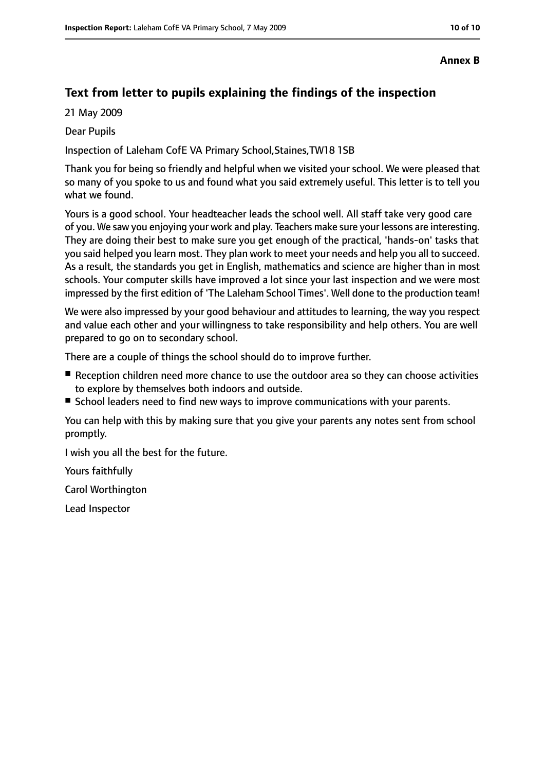**Annex B**

## Text from letter to pupils explaining the findings of the inspection

21 May 2009

Dear Pupils

Inspection of Laleham CofE VA Primary School,Staines,TW18 1SB

Thank you for being so friendly and helpful when we visited your school. We were pleased that so many of you spoke to us and found what you said extremely useful. This letter is to tell you what we found.

Yours is a good school. Your headteacher leads the school well. All staff take very good care of you. We saw you enjoying your work and play. Teachers make sure your lessons are interesting. They are doing their best to make sure you get enough of the practical, 'hands-on' tasks that you said helped you learn most. They plan work to meet your needs and help you all to succeed. As a result, the standards you get in English, mathematics and science are higher than in most schools. Your computer skills have improved a lot since your last inspection and we were most impressed by the first edition of 'The Laleham School Times'. Well done to the production team!

We were also impressed by your good behaviour and attitudes to learning, the way you respect and value each other and your willingness to take responsibility and help others. You are well prepared to go on to secondary school.

There are a couple of things the school should do to improve further.

- Reception children need more chance to use the outdoor area so they can choose activities to explore by themselves both indoors and outside.
- School leaders need to find new ways to improve communications with your parents.

You can help with this by making sure that you give your parents any notes sent from school promptly.

I wish you all the best for the future.

Yours faithfully

Carol Worthington

Lead Inspector